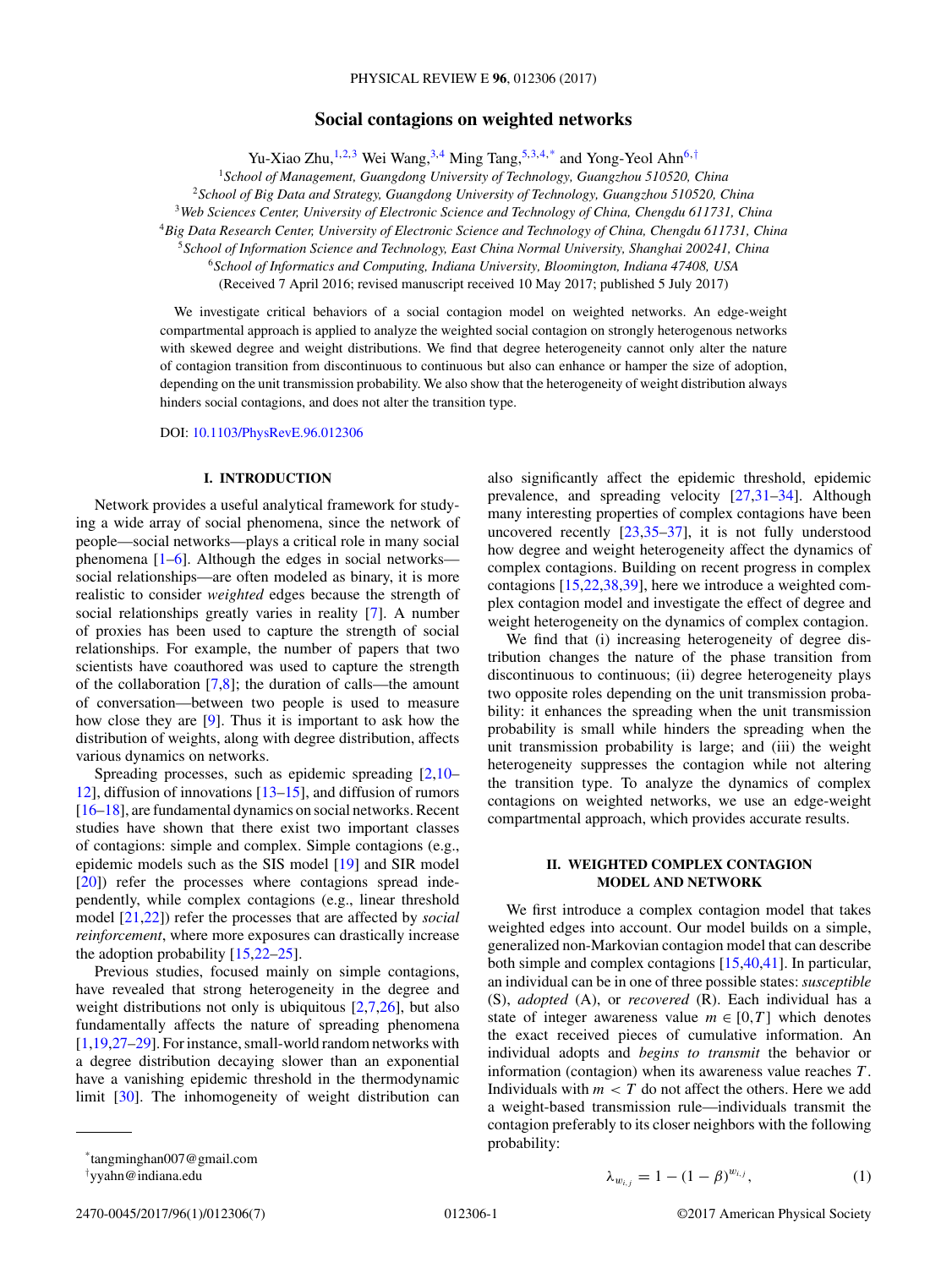# Social contagions on weighted networks

Yu-Xiao Zhu,[1,2,3] Wei Wang,[3,4] Ming Tang,[5,3,4,*] and Yong-Yeol Ahn[6,†]

[1]*School of Management, Guangdong University of Technology, Guangzhou 510520, China*
[2]*School of Big Data and Strategy, Guangdong University of Technology, Guangzhou 510520, China*
[3]*Web Sciences Center, University of Electronic Science and Technology of China, Chengdu 611731, China*
[4]*Big Data Research Center, University of Electronic Science and Technology of China, Chengdu 611731, China*
[5]*School of Information Science and Technology, East China Normal University, Shanghai 200241, China*
[6]*School of Informatics and Computing, Indiana University, Bloomington, Indiana 47408, USA*

(Received 7 April 2016; revised manuscript received 10 May 2017; published 5 July 2017)

We investigate critical behaviors of a social contagion model on weighted networks. An edge-weight compartmental approach is applied to analyze the weighted social contagion on strongly heterogenous networks with skewed degree and weight distributions. We find that degree heterogeneity cannot only alter the nature of contagion transition from discontinuous to continuous but also can enhance or hamper the size of adoption, depending on the unit transmission probability. We also show that the heterogeneity of weight distribution always hinders social contagions, and does not alter the transition type.

DOI: 10.1103/PhysRevE.96.012306

## I. INTRODUCTION

Network provides a useful analytical framework for studying a wide array of social phenomena, since the network of people—social networks—plays a critical role in many social phenomena [1–6]. Although the edges in social networks—social relationships—are often modeled as binary, it is more realistic to consider *weighted* edges because the strength of social relationships greatly varies in reality [7]. A number of proxies has been used to capture the strength of social relationships. For example, the number of papers that two scientists have coauthored was used to capture the strength of the collaboration [7,8]; the duration of calls—the amount of conversation—between two people is used to measure how close they are [9]. Thus it is important to ask how the distribution of weights, along with degree distribution, affects various dynamics on networks.

Spreading processes, such as epidemic spreading [2,10–12], diffusion of innovations [13–15], and diffusion of rumors [16–18], are fundamental dynamics on social networks. Recent studies have shown that there exist two important classes of contagions: simple and complex. Simple contagions (e.g., epidemic models such as the SIS model [19] and SIR model [20]) refer the processes where contagions spread independently, while complex contagions (e.g., linear threshold model [21,22]) refer the processes that are affected by *social reinforcement*, where more exposures can drastically increase the adoption probability [15,22–25].

Previous studies, focused mainly on simple contagions, have revealed that strong heterogeneity in the degree and weight distributions not only is ubiquitous [2,7,26], but also fundamentally affects the nature of spreading phenomena [1,19,27–29]. For instance, small-world random networks with a degree distribution decaying slower than an exponential have a vanishing epidemic threshold in the thermodynamic limit [30]. The inhomogeneity of weight distribution can also significantly affect the epidemic threshold, epidemic prevalence, and spreading velocity [27,31–34]. Although many interesting properties of complex contagions have been uncovered recently [23,35–37], it is not fully understood how degree and weight heterogeneity affect the dynamics of complex contagions. Building on recent progress in complex contagions [15,22,38,39], here we introduce a weighted complex contagion model and investigate the effect of degree and weight heterogeneity on the dynamics of complex contagion.

We find that (i) increasing heterogeneity of degree distribution changes the nature of the phase transition from discontinuous to continuous; (ii) degree heterogeneity plays two opposite roles depending on the unit transmission probability: it enhances the spreading when the unit transmission probability is small while hinders the spreading when the unit transmission probability is large; and (iii) the weight heterogeneity suppresses the contagion while not altering the transition type. To analyze the dynamics of complex contagions on weighted networks, we use an edge-weight compartmental approach, which provides accurate results.

## II. WEIGHTED COMPLEX CONTAGION MODEL AND NETWORK

We first introduce a complex contagion model that takes weighted edges into account. Our model builds on a simple, generalized non-Markovian contagion model that can describe both simple and complex contagions [15,40,41]. In particular, an individual can be in one of three possible states: *susceptible* (S), *adopted* (A), or *recovered* (R). Each individual has a state of integer awareness value $m \in [0,T]$ which denotes the exact received pieces of cumulative information. An individual adopts and *begins to transmit* the behavior or information (contagion) when its awareness value reaches $T$. Individuals with $m < T$ do not affect the others. Here we add a weight-based transmission rule—individuals transmit the contagion preferably to its closer neighbors with the following probability:

$$\lambda_{w_{i,j}} = 1 - (1 - \beta)^{w_{i,j}}, \tag{1}$$

---

*tangminghan007@gmail.com
†yyahn@indiana.edu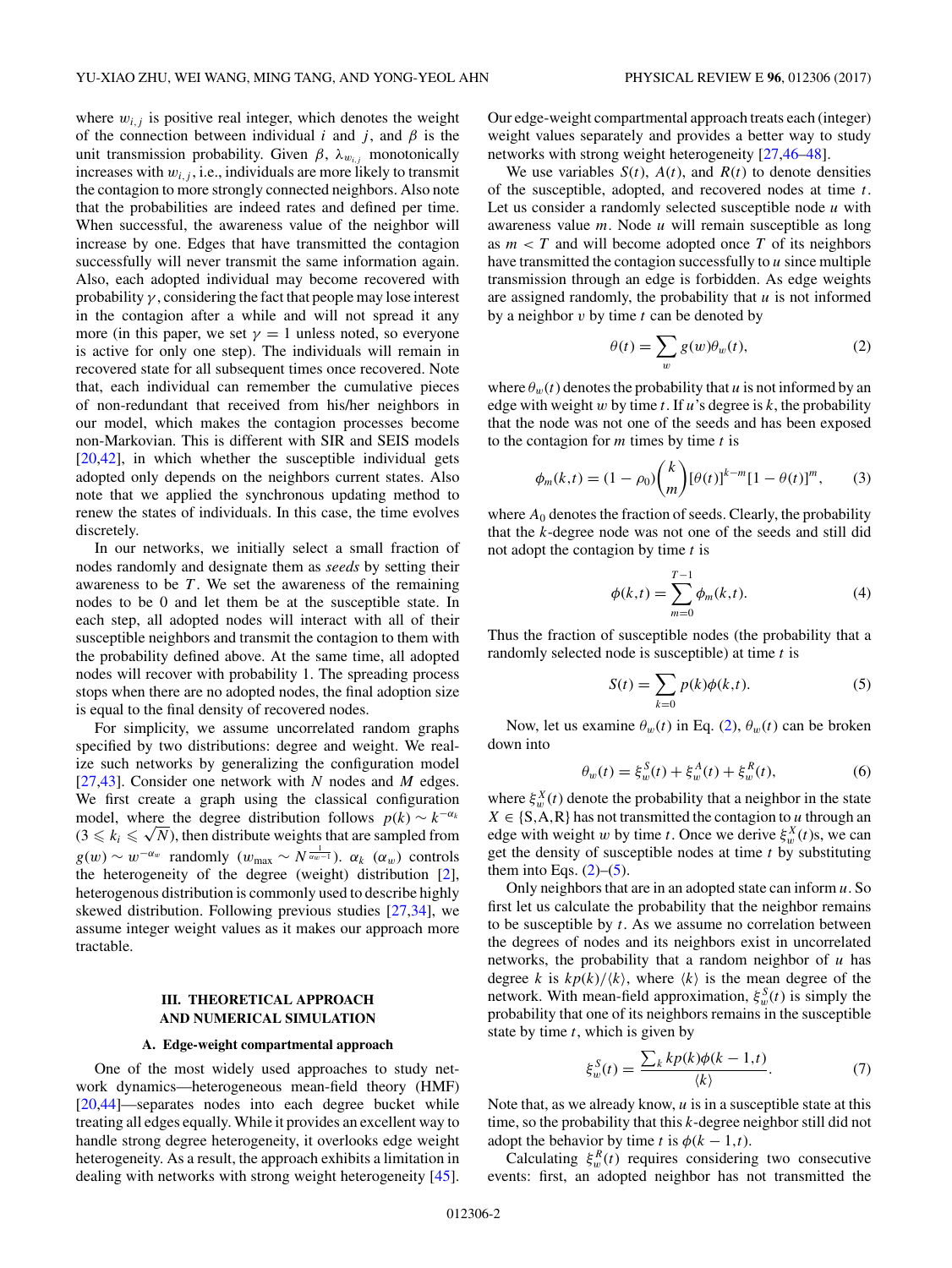where $w_{i,j}$ is positive real integer, which denotes the weight of the connection between individual $i$ and $j$, and $\beta$ is the unit transmission probability. Given $\beta$, $\lambda_{w_{i,j}}$ monotonically increases with $w_{i,j}$, i.e., individuals are more likely to transmit the contagion to more strongly connected neighbors. Also note that the probabilities are indeed rates and defined per time. When successful, the awareness value of the neighbor will increase by one. Edges that have transmitted the contagion successfully will never transmit the same information again. Also, each adopted individual may become recovered with probability $\gamma$, considering the fact that people may lose interest in the contagion after a while and will not spread it any more (in this paper, we set $\gamma = 1$ unless noted, so everyone is active for only one step). The individuals will remain in recovered state for all subsequent times once recovered. Note that, each individual can remember the cumulative pieces of non-redundant that received from his/her neighbors in our model, which makes the contagion processes become non-Markovian. This is different with SIR and SEIS models [20,42], in which whether the susceptible individual gets adopted only depends on the neighbors current states. Also note that we applied the synchronous updating method to renew the states of individuals. In this case, the time evolves discretely.

In our networks, we initially select a small fraction of nodes randomly and designate them as *seeds* by setting their awareness to be $T$. We set the awareness of the remaining nodes to be 0 and let them be at the susceptible state. In each step, all adopted nodes will interact with all of their susceptible neighbors and transmit the contagion to them with the probability defined above. At the same time, all adopted nodes will recover with probability 1. The spreading process stops when there are no adopted nodes, the final adoption size is equal to the final density of recovered nodes.

For simplicity, we assume uncorrelated random graphs specified by two distributions: degree and weight. We realize such networks by generalizing the configuration model [27,43]. Consider one network with $N$ nodes and $M$ edges. We first create a graph using the classical configuration model, where the degree distribution follows $p(k) \sim k^{-\alpha_k}$ ($3 \leqslant k_i \leqslant \sqrt{N}$), then distribute weights that are sampled from $g(w) \sim w^{-\alpha_w}$ randomly ($w_{\max} \sim N^{\frac{1}{\alpha_w - 1}}$). $\alpha_k$ ($\alpha_w$) controls the heterogeneity of the degree (weight) distribution [2], heterogenous distribution is commonly used to describe highly skewed distribution. Following previous studies [27,34], we assume integer weight values as it makes our approach more tractable.

## III. THEORETICAL APPROACH AND NUMERICAL SIMULATION

### A. Edge-weight compartmental approach

One of the most widely used approaches to study network dynamics—heterogeneous mean-field theory (HMF) [20,44]—separates nodes into each degree bucket while treating all edges equally. While it provides an excellent way to handle strong degree heterogeneity, it overlooks edge weight heterogeneity. As a result, the approach exhibits a limitation in dealing with networks with strong weight heterogeneity [45]. Our edge-weight compartmental approach treats each (integer) weight values separately and provides a better way to study networks with strong weight heterogeneity [27,46–48].

We use variables $S(t)$, $A(t)$, and $R(t)$ to denote densities of the susceptible, adopted, and recovered nodes at time $t$. Let us consider a randomly selected susceptible node $u$ with awareness value $m$. Node $u$ will remain susceptible as long as $m < T$ and will become adopted once $T$ of its neighbors have transmitted the contagion successfully to $u$ since multiple transmission through an edge is forbidden. As edge weights are assigned randomly, the probability that $u$ is not informed by a neighbor $v$ by time $t$ can be denoted by

$$\theta(t) = \sum_{w} g(w)\theta_w(t), \tag{2}$$

where $\theta_w(t)$ denotes the probability that $u$ is not informed by an edge with weight $w$ by time $t$. If $u$'s degree is $k$, the probability that the node was not one of the seeds and has been exposed to the contagion for $m$ times by time $t$ is

$$\phi_m(k,t) = (1-\rho_0)\binom{k}{m}[\theta(t)]^{k-m}[1-\theta(t)]^m, \tag{3}$$

where $A_0$ denotes the fraction of seeds. Clearly, the probability that the $k$-degree node was not one of the seeds and still did not adopt the contagion by time $t$ is

$$\phi(k,t) = \sum_{m=0}^{T-1} \phi_m(k,t). \tag{4}$$

Thus the fraction of susceptible nodes (the probability that a randomly selected node is susceptible) at time $t$ is

$$S(t) = \sum_{k=0} p(k)\phi(k,t). \tag{5}$$

Now, let us examine $\theta_w(t)$ in Eq. (2), $\theta_w(t)$ can be broken down into

$$\theta_w(t) = \xi_w^S(t) + \xi_w^A(t) + \xi_w^R(t), \tag{6}$$

where $\xi_w^X(t)$ denote the probability that a neighbor in the state $X \in \{\text{S,A,R}\}$ has not transmitted the contagion to $u$ through an edge with weight $w$ by time $t$. Once we derive $\xi_w^X(t)$s, we can get the density of susceptible nodes at time $t$ by substituting them into Eqs. (2)–(5).

Only neighbors that are in an adopted state can inform $u$. So first let us calculate the probability that the neighbor remains to be susceptible by $t$. As we assume no correlation between the degrees of nodes and its neighbors exist in uncorrelated networks, the probability that a random neighbor of $u$ has degree $k$ is $kp(k)/\langle k\rangle$, where $\langle k\rangle$ is the mean degree of the network. With mean-field approximation, $\xi_w^S(t)$ is simply the probability that one of its neighbors remains in the susceptible state by time $t$, which is given by

$$\xi_w^S(t) = \frac{\sum_k kp(k)\phi(k-1,t)}{\langle k\rangle}. \tag{7}$$

Note that, as we already know, $u$ is in a susceptible state at this time, so the probability that this $k$-degree neighbor still did not adopt the behavior by time $t$ is $\phi(k-1,t)$.

Calculating $\xi_w^R(t)$ requires considering two consecutive events: first, an adopted neighbor has not transmitted the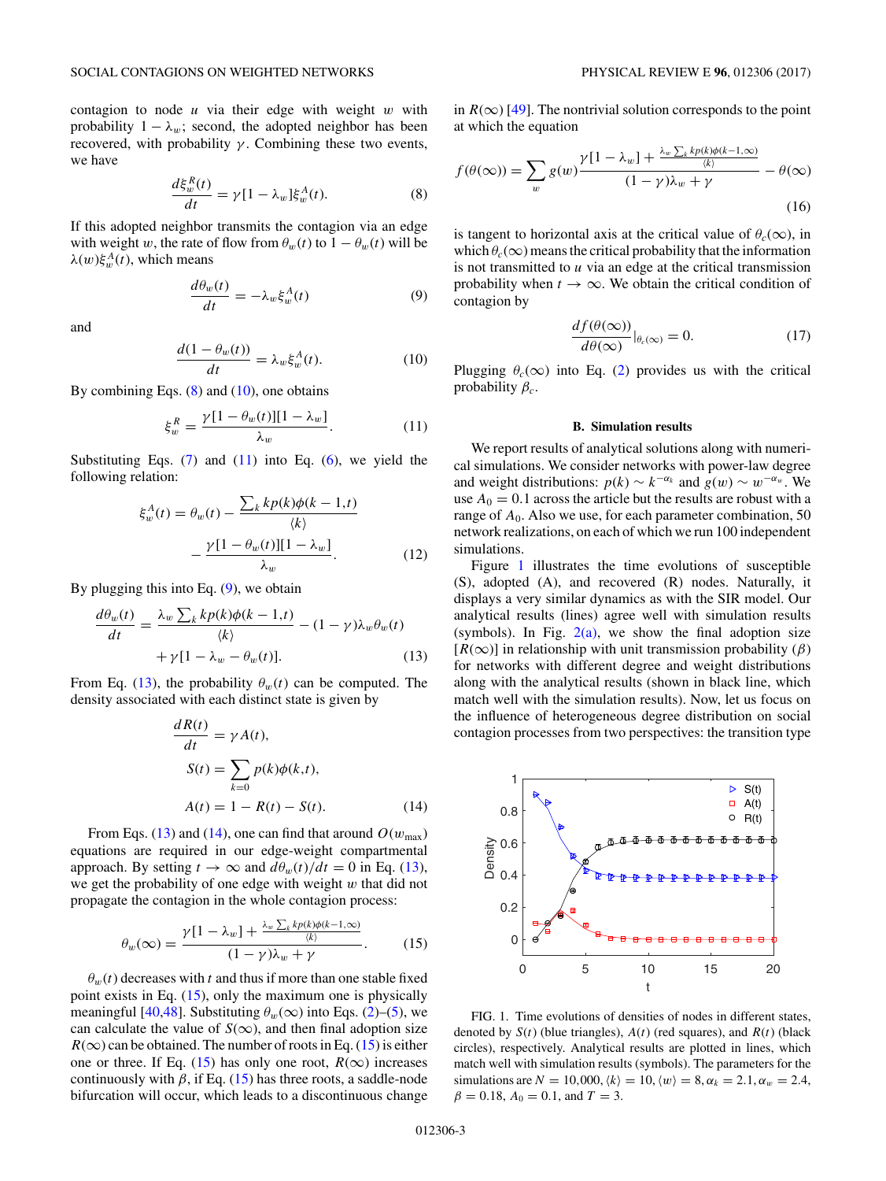contagion to node $u$ via their edge with weight $w$ with probability $1-\lambda_w$; second, the adopted neighbor has been recovered, with probability $\gamma$. Combining these two events, we have

$$\frac{d\xi_w^R(t)}{dt} = \gamma[1-\lambda_w]\xi_w^A(t). \tag{8}$$

If this adopted neighbor transmits the contagion via an edge with weight $w$, the rate of flow from $\theta_w(t)$ to $1-\theta_w(t)$ will be $\lambda(w)\xi_w^A(t)$, which means

$$\frac{d\theta_w(t)}{dt} = -\lambda_w \xi_w^A(t) \tag{9}$$

and

$$\frac{d(1-\theta_w(t))}{dt} = \lambda_w \xi_w^A(t). \tag{10}$$

By combining Eqs. (8) and (10), one obtains

$$\xi_w^R = \frac{\gamma[1-\theta_w(t)][1-\lambda_w]}{\lambda_w}. \tag{11}$$

Substituting Eqs. (7) and (11) into Eq. (6), we yield the following relation:

$$\xi_w^A(t) = \theta_w(t) - \frac{\sum_k kp(k)\phi(k-1,t)}{\langle k\rangle} - \frac{\gamma[1-\theta_w(t)][1-\lambda_w]}{\lambda_w}. \tag{12}$$

By plugging this into Eq. (9), we obtain

$$\frac{d\theta_w(t)}{dt} = \frac{\lambda_w \sum_k kp(k)\phi(k-1,t)}{\langle k\rangle} - (1-\gamma)\lambda_w\theta_w(t) + \gamma[1-\lambda_w-\theta_w(t)]. \tag{13}$$

From Eq. (13), the probability $\theta_w(t)$ can be computed. The density associated with each distinct state is given by

$$\begin{aligned}\frac{dR(t)}{dt} &= \gamma A(t),\\ S(t) &= \sum_{k=0} p(k)\phi(k,t),\\ A(t) &= 1 - R(t) - S(t).\end{aligned} \tag{14}$$

From Eqs. (13) and (14), one can find that around $O(w_{\max})$ equations are required in our edge-weight compartmental approach. By setting $t\to\infty$ and $d\theta_w(t)/dt = 0$ in Eq. (13), we get the probability of one edge with weight $w$ that did not propagate the contagion in the whole contagion process:

$$\theta_w(\infty) = \frac{\gamma[1-\lambda_w] + \frac{\lambda_w\sum_k kp(k)\phi(k-1,\infty)}{\langle k\rangle}}{(1-\gamma)\lambda_w + \gamma}. \tag{15}$$

$\theta_w(t)$ decreases with $t$ and thus if more than one stable fixed point exists in Eq. (15), only the maximum one is physically meaningful [40,48]. Substituting $\theta_w(\infty)$ into Eqs. (2)–(5), we can calculate the value of $S(\infty)$, and then final adoption size $R(\infty)$ can be obtained. The number of roots in Eq. (15) is either one or three. If Eq. (15) has only one root, $R(\infty)$ increases continuously with $\beta$, if Eq. (15) has three roots, a saddle-node bifurcation will occur, which leads to a discontinuous change in $R(\infty)$ [49]. The nontrivial solution corresponds to the point at which the equation

$$f(\theta(\infty)) = \sum_w g(w)\frac{\gamma[1-\lambda_w] + \frac{\lambda_w\sum_k kp(k)\phi(k-1,\infty)}{\langle k\rangle}}{(1-\gamma)\lambda_w+\gamma} - \theta(\infty) \tag{16}$$

is tangent to horizontal axis at the critical value of $\theta_c(\infty)$, in which $\theta_c(\infty)$ means the critical probability that the information is not transmitted to $u$ via an edge at the critical transmission probability when $t\to\infty$. We obtain the critical condition of contagion by

$$\frac{df(\theta(\infty))}{d\theta(\infty)}\Big|_{\theta_c(\infty)} = 0. \tag{17}$$

Plugging $\theta_c(\infty)$ into Eq. (2) provides us with the critical probability $\beta_c$.

### B. Simulation results

We report results of analytical solutions along with numerical simulations. We consider networks with power-law degree and weight distributions: $p(k)\sim k^{-\alpha_k}$ and $g(w)\sim w^{-\alpha_w}$. We use $A_0 = 0.1$ across the article but the results are robust with a range of $A_0$. Also we use, for each parameter combination, 50 network realizations, on each of which we run 100 independent simulations.

Figure 1 illustrates the time evolutions of susceptible (S), adopted (A), and recovered (R) nodes. Naturally, it displays a very similar dynamics as with the SIR model. Our analytical results (lines) agree well with simulation results (symbols). In Fig. 2(a), we show the final adoption size [$R(\infty)$] in relationship with unit transmission probability ($\beta$) for networks with different degree and weight distributions along with the analytical results (shown in black line, which match well with the simulation results). Now, let us focus on the influence of heterogeneous degree distribution on social contagion processes from two perspectives: the transition type

FIG. 1. Time evolutions of densities of nodes in different states, denoted by $S(t)$ (blue triangles), $A(t)$ (red squares), and $R(t)$ (black circles), respectively. Analytical results are plotted in lines, which match well with simulation results (symbols). The parameters for the simulations are $N = 10{,}000$, $\langle k\rangle = 10$, $\langle w\rangle = 8$, $\alpha_k = 2.1$, $\alpha_w = 2.4$, $\beta = 0.18$, $A_0 = 0.1$, and $T = 3$.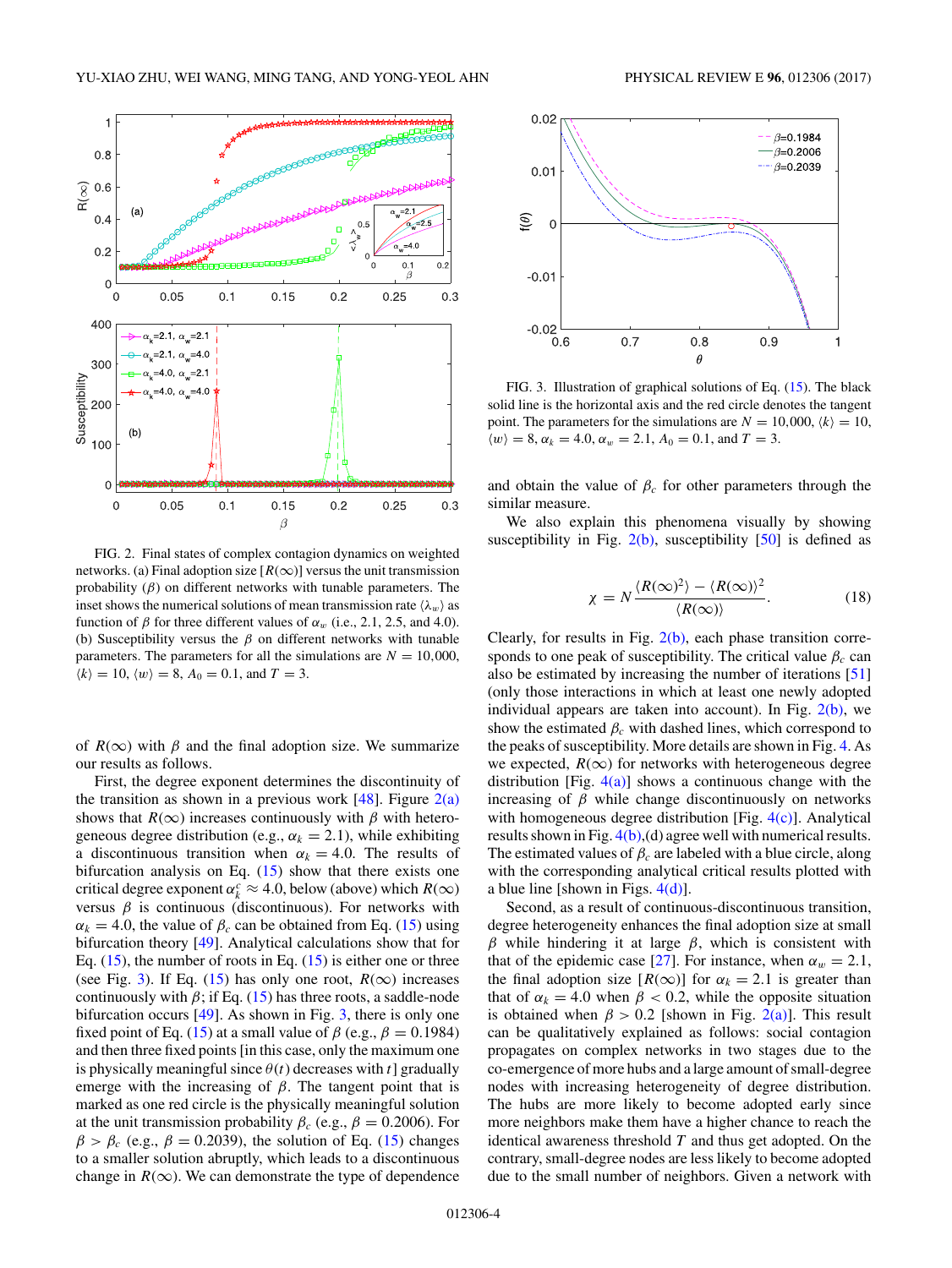FIG. 2. Final states of complex contagion dynamics on weighted networks. (a) Final adoption size $[R(\infty)]$ versus the unit transmission probability ($\beta$) on different networks with tunable parameters. The inset shows the numerical solutions of mean transmission rate $\langle\lambda_w\rangle$ as function of $\beta$ for three different values of $\alpha_w$ (i.e., 2.1, 2.5, and 4.0). (b) Susceptibility versus the $\beta$ on different networks with tunable parameters. The parameters for all the simulations are $N = 10{,}000$, $\langle k\rangle = 10$, $\langle w\rangle = 8$, $A_0 = 0.1$, and $T = 3$.

FIG. 3. Illustration of graphical solutions of Eq. (15). The black solid line is the horizontal axis and the red circle denotes the tangent point. The parameters for the simulations are $N = 10{,}000$, $\langle k\rangle = 10$, $\langle w\rangle = 8$, $\alpha_k = 4.0$, $\alpha_w = 2.1$, $A_0 = 0.1$, and $T = 3$.

of $R(\infty)$ with $\beta$ and the final adoption size. We summarize our results as follows.

First, the degree exponent determines the discontinuity of the transition as shown in a previous work [48]. Figure 2(a) shows that $R(\infty)$ increases continuously with $\beta$ with heterogeneous degree distribution (e.g., $\alpha_k = 2.1$), while exhibiting a discontinuous transition when $\alpha_k = 4.0$. The results of bifurcation analysis on Eq. (15) show that there exists one critical degree exponent $\alpha_k^c \approx 4.0$, below (above) which $R(\infty)$ versus $\beta$ is continuous (discontinuous). For networks with $\alpha_k = 4.0$, the value of $\beta_c$ can be obtained from Eq. (15) using bifurcation theory [49]. Analytical calculations show that for Eq. (15), the number of roots in Eq. (15) is either one or three (see Fig. 3). If Eq. (15) has only one root, $R(\infty)$ increases continuously with $\beta$; if Eq. (15) has three roots, a saddle-node bifurcation occurs [49]. As shown in Fig. 3, there is only one fixed point of Eq. (15) at a small value of $\beta$ (e.g., $\beta = 0.1984$) and then three fixed points [in this case, only the maximum one is physically meaningful since $\theta(t)$ decreases with $t$] gradually emerge with the increasing of $\beta$. The tangent point that is marked as one red circle is the physically meaningful solution at the unit transmission probability $\beta_c$ (e.g., $\beta = 0.2006$). For $\beta > \beta_c$ (e.g., $\beta = 0.2039$), the solution of Eq. (15) changes to a smaller solution abruptly, which leads to a discontinuous change in $R(\infty)$. We can demonstrate the type of dependence and obtain the value of $\beta_c$ for other parameters through the similar measure.

We also explain this phenomena visually by showing susceptibility in Fig. 2(b), susceptibility [50] is defined as

$$\chi = N\frac{\langle R(\infty)^2\rangle - \langle R(\infty)\rangle^2}{\langle R(\infty)\rangle}. \tag{18}$$

Clearly, for results in Fig. 2(b), each phase transition corresponds to one peak of susceptibility. The critical value $\beta_c$ can also be estimated by increasing the number of iterations [51] (only those interactions in which at least one newly adopted individual appears are taken into account). In Fig. 2(b), we show the estimated $\beta_c$ with dashed lines, which correspond to the peaks of susceptibility. More details are shown in Fig. 4. As we expected, $R(\infty)$ for networks with heterogeneous degree distribution [Fig. 4(a)] shows a continuous change with the increasing of $\beta$ while change discontinuously on networks with homogeneous degree distribution [Fig. 4(c)]. Analytical results shown in Fig. 4(b),(d) agree well with numerical results. The estimated values of $\beta_c$ are labeled with a blue circle, along with the corresponding analytical critical results plotted with a blue line [shown in Figs. 4(d)].

Second, as a result of continuous-discontinuous transition, degree heterogeneity enhances the final adoption size at small $\beta$ while hindering it at large $\beta$, which is consistent with that of the epidemic case [27]. For instance, when $\alpha_w = 2.1$, the final adoption size $[R(\infty)]$ for $\alpha_k = 2.1$ is greater than that of $\alpha_k = 4.0$ when $\beta < 0.2$, while the opposite situation is obtained when $\beta > 0.2$ [shown in Fig. 2(a)]. This result can be qualitatively explained as follows: social contagion propagates on complex networks in two stages due to the co-emergence of more hubs and a large amount of small-degree nodes with increasing heterogeneity of degree distribution. The hubs are more likely to become adopted early since more neighbors make them have a higher chance to reach the identical awareness threshold $T$ and thus get adopted. On the contrary, small-degree nodes are less likely to become adopted due to the small number of neighbors. Given a network with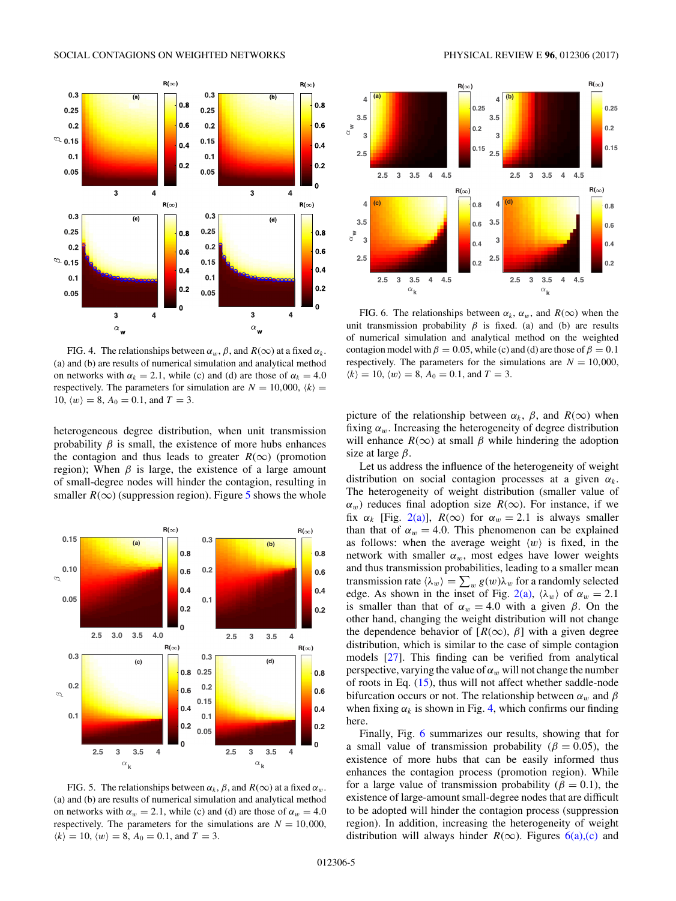FIG. 4. The relationships between $\alpha_w$, $\beta$, and $R(\infty)$ at a fixed $\alpha_k$. (a) and (b) are results of numerical simulation and analytical method on networks with $\alpha_k = 2.1$, while (c) and (d) are those of $\alpha_k = 4.0$ respectively. The parameters for simulation are $N = 10{,}000$, $\langle k \rangle = 10$, $\langle w \rangle = 8$, $A_0 = 0.1$, and $T = 3$.

heterogeneous degree distribution, when unit transmission probability $\beta$ is small, the existence of more hubs enhances the contagion and thus leads to greater $R(\infty)$ (promotion region); When $\beta$ is large, the existence of a large amount of small-degree nodes will hinder the contagion, resulting in smaller $R(\infty)$ (suppression region). Figure 5 shows the whole picture of the relationship between $\alpha_k$, $\beta$, and $R(\infty)$ when fixing $\alpha_w$. Increasing the heterogeneity of degree distribution will enhance $R(\infty)$ at small $\beta$ while hindering the adoption size at large $\beta$.

FIG. 5. The relationships between $\alpha_k$, $\beta$, and $R(\infty)$ at a fixed $\alpha_w$. (a) and (b) are results of numerical simulation and analytical method on networks with $\alpha_w = 2.1$, while (c) and (d) are those of $\alpha_w = 4.0$ respectively. The parameters for the simulations are $N = 10{,}000$, $\langle k \rangle = 10$, $\langle w \rangle = 8$, $A_0 = 0.1$, and $T = 3$.

FIG. 6. The relationships between $\alpha_k$, $\alpha_w$, and $R(\infty)$ when the unit transmission probability $\beta$ is fixed. (a) and (b) are results of numerical simulation and analytical method on the weighted contagion model with $\beta = 0.05$, while (c) and (d) are those of $\beta = 0.1$ respectively. The parameters for the simulations are $N = 10{,}000$, $\langle k \rangle = 10$, $\langle w \rangle = 8$, $A_0 = 0.1$, and $T = 3$.

Let us address the influence of the heterogeneity of weight distribution on social contagion processes at a given $\alpha_k$. The heterogeneity of weight distribution (smaller value of $\alpha_w$) reduces final adoption size $R(\infty)$. For instance, if we fix $\alpha_k$ [Fig. 2(a)], $R(\infty)$ for $\alpha_w = 2.1$ is always smaller than that of $\alpha_w = 4.0$. This phenomenon can be explained as follows: when the average weight $\langle w \rangle$ is fixed, in the network with smaller $\alpha_w$, most edges have lower weights and thus transmission probabilities, leading to a smaller mean transmission rate $\langle \lambda_w \rangle = \sum_w g(w)\lambda_w$ for a randomly selected edge. As shown in the inset of Fig. 2(a), $\langle \lambda_w \rangle$ of $\alpha_w = 2.1$ is smaller than that of $\alpha_w = 4.0$ with a given $\beta$. On the other hand, changing the weight distribution will not change the dependence behavior of $[R(\infty), \beta]$ with a given degree distribution, which is similar to the case of simple contagion models [27]. This finding can be verified from analytical perspective, varying the value of $\alpha_w$ will not change the number of roots in Eq. (15), thus will not affect whether saddle-node bifurcation occurs or not. The relationship between $\alpha_w$ and $\beta$ when fixing $\alpha_k$ is shown in Fig. 4, which confirms our finding here.

Finally, Fig. 6 summarizes our results, showing that for a small value of transmission probability ($\beta = 0.05$), the existence of more hubs that can be easily informed thus enhances the contagion process (promotion region). While for a large value of transmission probability ($\beta = 0.1$), the existence of large-amount small-degree nodes that are difficult to be adopted will hinder the contagion process (suppression region). In addition, increasing the heterogeneity of weight distribution will always hinder $R(\infty)$. Figures 6(a),(c) and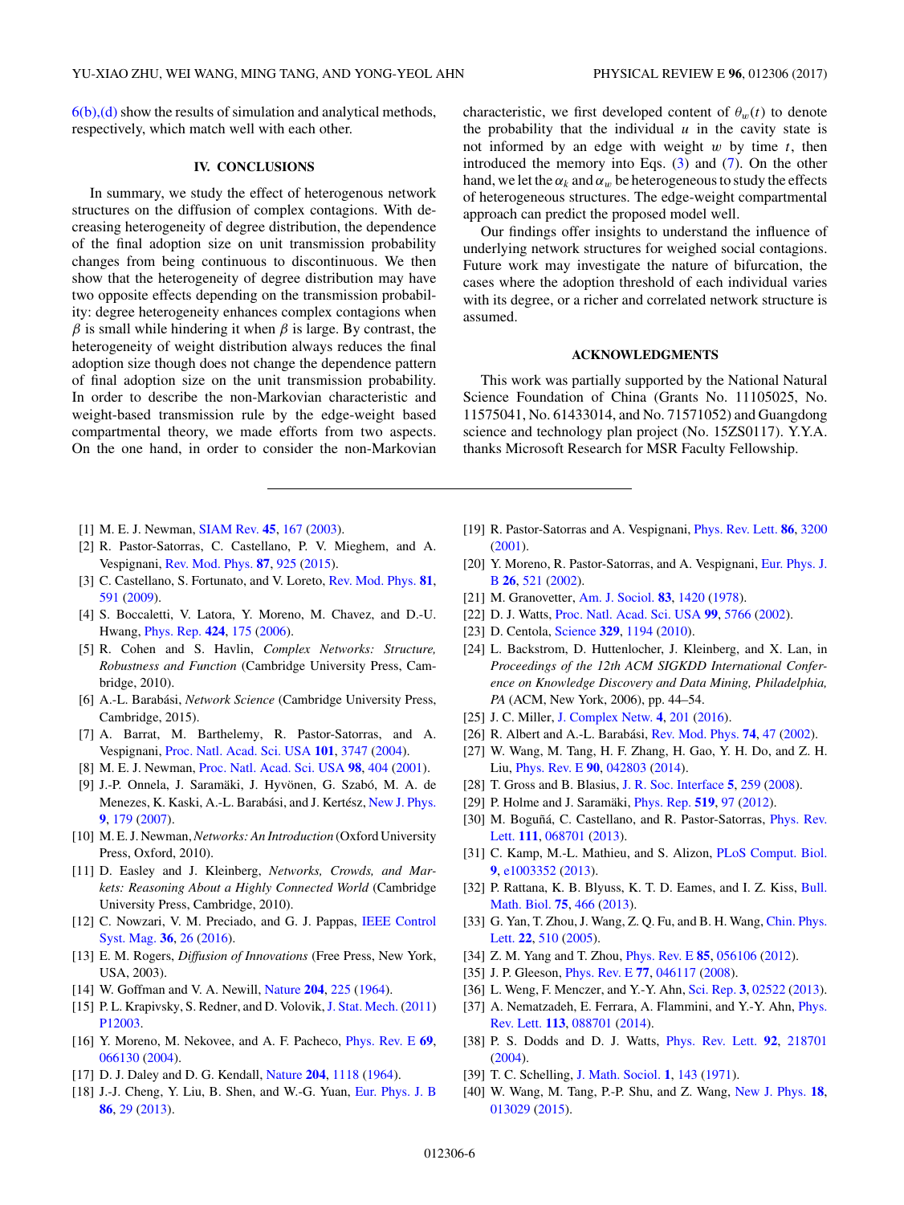6(b),(d) show the results of simulation and analytical methods, respectively, which match well with each other.

## IV. CONCLUSIONS

In summary, we study the effect of heterogenous network structures on the diffusion of complex contagions. With decreasing heterogeneity of degree distribution, the dependence of the final adoption size on unit transmission probability changes from being continuous to discontinuous. We then show that the heterogeneity of degree distribution may have two opposite effects depending on the transmission probability: degree heterogeneity enhances complex contagions when $\beta$ is small while hindering it when $\beta$ is large. By contrast, the heterogeneity of weight distribution always reduces the final adoption size though does not change the dependence pattern of final adoption size on the unit transmission probability. In order to describe the non-Markovian characteristic and weight-based transmission rule by the edge-weight based compartmental theory, we made efforts from two aspects. On the one hand, in order to consider the non-Markovian characteristic, we first developed content of $\theta_w(t)$ to denote the probability that the individual $u$ in the cavity state is not informed by an edge with weight $w$ by time $t$, then introduced the memory into Eqs. (3) and (7). On the other hand, we let the $\alpha_k$ and $\alpha_w$ be heterogeneous to study the effects of heterogeneous structures. The edge-weight compartmental approach can predict the proposed model well.

Our findings offer insights to understand the influence of underlying network structures for weighed social contagions. Future work may investigate the nature of bifurcation, the cases where the adoption threshold of each individual varies with its degree, or a richer and correlated network structure is assumed.

## ACKNOWLEDGMENTS

This work was partially supported by the National Natural Science Foundation of China (Grants No. 11105025, No. 11575041, No. 61433014, and No. 71571052) and Guangdong science and technology plan project (No. 15ZS0117). Y.Y.A. thanks Microsoft Research for MSR Faculty Fellowship.

---

[1] M. E. J. Newman, SIAM Rev. **45**, 167 (2003).
[2] R. Pastor-Satorras, C. Castellano, P. V. Mieghem, and A. Vespignani, Rev. Mod. Phys. **87**, 925 (2015).
[3] C. Castellano, S. Fortunato, and V. Loreto, Rev. Mod. Phys. **81**, 591 (2009).
[4] S. Boccaletti, V. Latora, Y. Moreno, M. Chavez, and D.-U. Hwang, Phys. Rep. **424**, 175 (2006).
[5] R. Cohen and S. Havlin, *Complex Networks: Structure, Robustness and Function* (Cambridge University Press, Cambridge, 2010).
[6] A.-L. Barabási, *Network Science* (Cambridge University Press, Cambridge, 2015).
[7] A. Barrat, M. Barthelemy, R. Pastor-Satorras, and A. Vespignani, Proc. Natl. Acad. Sci. USA **101**, 3747 (2004).
[8] M. E. J. Newman, Proc. Natl. Acad. Sci. USA **98**, 404 (2001).
[9] J.-P. Onnela, J. Saramäki, J. Hyvönen, G. Szabó, M. A. de Menezes, K. Kaski, A.-L. Barabási, and J. Kertész, New J. Phys. **9**, 179 (2007).
[10] M. E. J. Newman, *Networks: An Introduction* (Oxford University Press, Oxford, 2010).
[11] D. Easley and J. Kleinberg, *Networks, Crowds, and Markets: Reasoning About a Highly Connected World* (Cambridge University Press, Cambridge, 2010).
[12] C. Nowzari, V. M. Preciado, and G. J. Pappas, IEEE Control Syst. Mag. **36**, 26 (2016).
[13] E. M. Rogers, *Diffusion of Innovations* (Free Press, New York, USA, 2003).
[14] W. Goffman and V. A. Newill, Nature **204**, 225 (1964).
[15] P. L. Krapivsky, S. Redner, and D. Volovik, J. Stat. Mech. (2011) P12003.
[16] Y. Moreno, M. Nekovee, and A. F. Pacheco, Phys. Rev. E **69**, 066130 (2004).
[17] D. J. Daley and D. G. Kendall, Nature **204**, 1118 (1964).
[18] J.-J. Cheng, Y. Liu, B. Shen, and W.-G. Yuan, Eur. Phys. J. B **86**, 29 (2013).
[19] R. Pastor-Satorras and A. Vespignani, Phys. Rev. Lett. **86**, 3200 (2001).
[20] Y. Moreno, R. Pastor-Satorras, and A. Vespignani, Eur. Phys. J. B **26**, 521 (2002).
[21] M. Granovetter, Am. J. Sociol. **83**, 1420 (1978).
[22] D. J. Watts, Proc. Natl. Acad. Sci. USA **99**, 5766 (2002).
[23] D. Centola, Science **329**, 1194 (2010).
[24] L. Backstrom, D. Huttenlocher, J. Kleinberg, and X. Lan, in *Proceedings of the 12th ACM SIGKDD International Conference on Knowledge Discovery and Data Mining, Philadelphia, PA* (ACM, New York, 2006), pp. 44–54.
[25] J. C. Miller, J. Complex Netw. **4**, 201 (2016).
[26] R. Albert and A.-L. Barabási, Rev. Mod. Phys. **74**, 47 (2002).
[27] W. Wang, M. Tang, H. F. Zhang, H. Gao, Y. H. Do, and Z. H. Liu, Phys. Rev. E **90**, 042803 (2014).
[28] T. Gross and B. Blasius, J. R. Soc. Interface **5**, 259 (2008).
[29] P. Holme and J. Saramäki, Phys. Rep. **519**, 97 (2012).
[30] M. Boguñá, C. Castellano, and R. Pastor-Satorras, Phys. Rev. Lett. **111**, 068701 (2013).
[31] C. Kamp, M.-L. Mathieu, and S. Alizon, PLoS Comput. Biol. **9**, e1003352 (2013).
[32] P. Rattana, K. B. Blyuss, K. T. D. Eames, and I. Z. Kiss, Bull. Math. Biol. **75**, 466 (2013).
[33] G. Yan, T. Zhou, J. Wang, Z. Q. Fu, and B. H. Wang, Chin. Phys. Lett. **22**, 510 (2005).
[34] Z. M. Yang and T. Zhou, Phys. Rev. E **85**, 056106 (2012).
[35] J. P. Gleeson, Phys. Rev. E **77**, 046117 (2008).
[36] L. Weng, F. Menczer, and Y.-Y. Ahn, Sci. Rep. **3**, 02522 (2013).
[37] A. Nematzadeh, E. Ferrara, A. Flammini, and Y.-Y. Ahn, Phys. Rev. Lett. **113**, 088701 (2014).
[38] P. S. Dodds and D. J. Watts, Phys. Rev. Lett. **92**, 218701 (2004).
[39] T. C. Schelling, J. Math. Sociol. **1**, 143 (1971).
[40] W. Wang, M. Tang, P.-P. Shu, and Z. Wang, New J. Phys. **18**, 013029 (2015).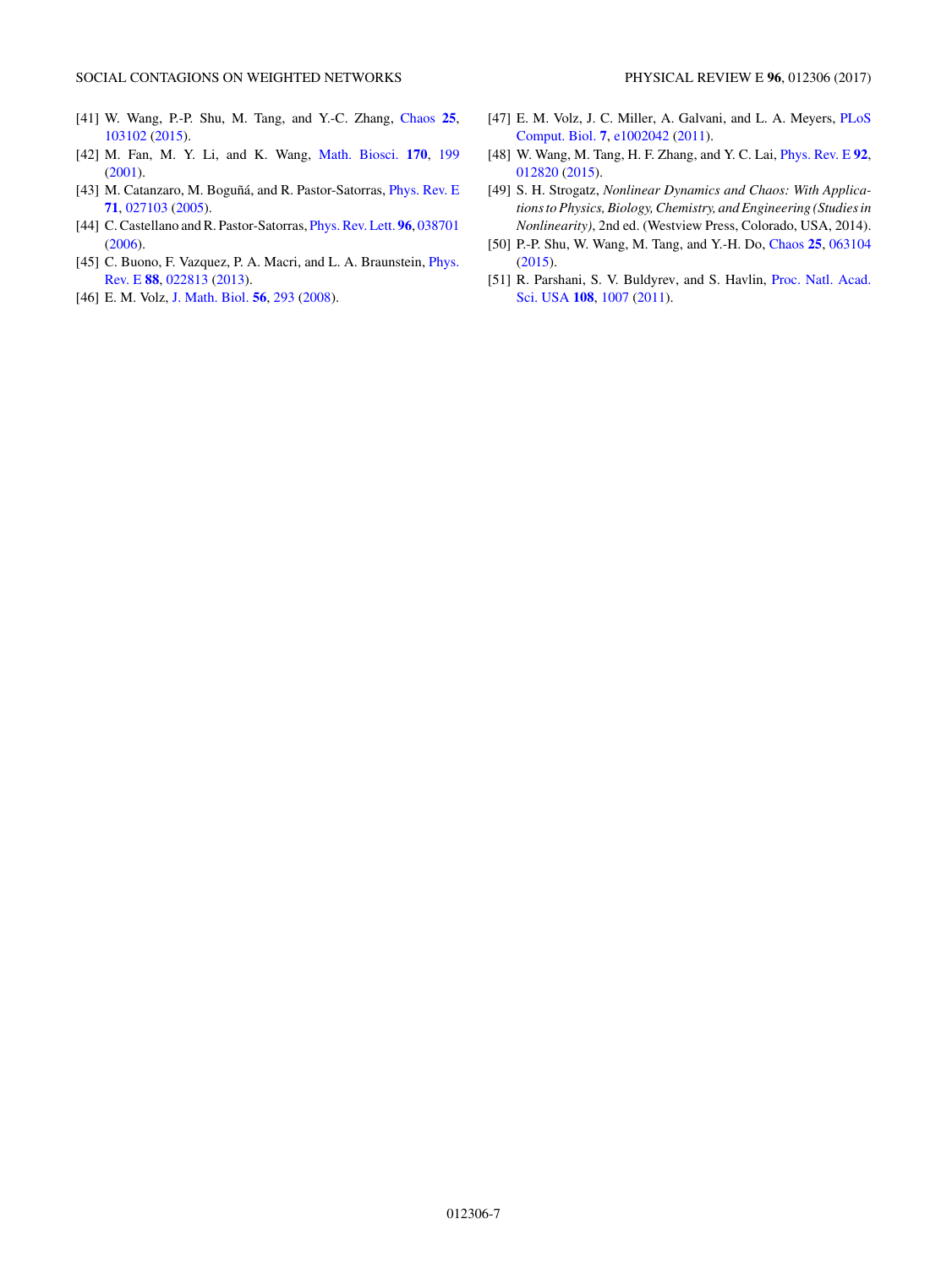[41] W. Wang, P.-P. Shu, M. Tang, and Y.-C. Zhang, Chaos **25**, 103102 (2015).

[42] M. Fan, M. Y. Li, and K. Wang, Math. Biosci. **170**, 199 (2001).

[43] M. Catanzaro, M. Boguñá, and R. Pastor-Satorras, Phys. Rev. E **71**, 027103 (2005).

[44] C. Castellano and R. Pastor-Satorras, Phys. Rev. Lett. **96**, 038701 (2006).

[45] C. Buono, F. Vazquez, P. A. Macri, and L. A. Braunstein, Phys. Rev. E **88**, 022813 (2013).

[46] E. M. Volz, J. Math. Biol. **56**, 293 (2008).

[47] E. M. Volz, J. C. Miller, A. Galvani, and L. A. Meyers, PLoS Comput. Biol. **7**, e1002042 (2011).

[48] W. Wang, M. Tang, H. F. Zhang, and Y. C. Lai, Phys. Rev. E **92**, 012820 (2015).

[49] S. H. Strogatz, *Nonlinear Dynamics and Chaos: With Applications to Physics, Biology, Chemistry, and Engineering (Studies in Nonlinearity)*, 2nd ed. (Westview Press, Colorado, USA, 2014).

[50] P.-P. Shu, W. Wang, M. Tang, and Y.-H. Do, Chaos **25**, 063104 (2015).

[51] R. Parshani, S. V. Buldyrev, and S. Havlin, Proc. Natl. Acad. Sci. USA **108**, 1007 (2011).